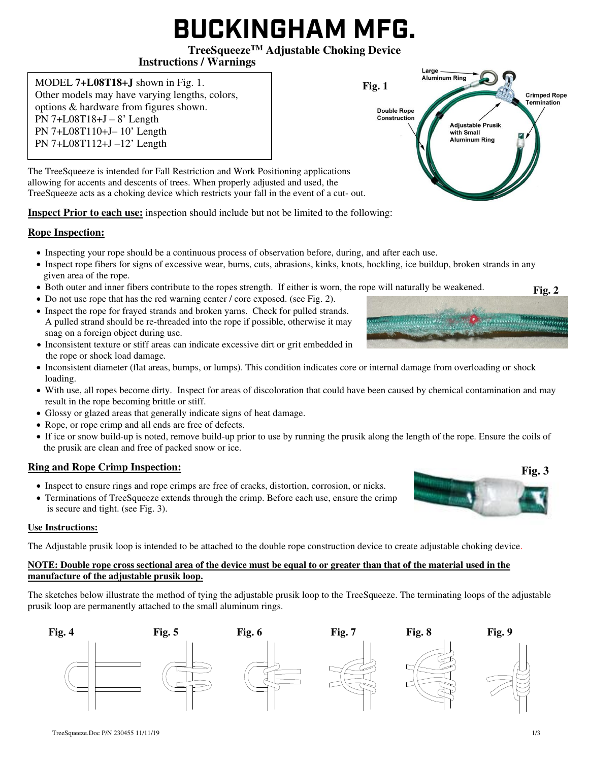# BUCKINGHAM MFG.

**TreeSqueeze™ Adjustable Choking Device**

**Instructions / Warnings**

MODEL **7+L08T18+J** shown in Fig. 1.
Other models may have varying lengths, colors, options & hardware from figures shown.
PN 7+L08T18+J – 8' Length
PN 7+L08T110+J– 10' Length
PN 7+L08T112+J –12' Length

**Fig. 1**

Large Aluminum Ring

Crimped Rope Termination

Double Rope Construction

Adjustable Prusik with Small Aluminum Ring

The TreeSqueeze is intended for Fall Restriction and Work Positioning applications allowing for accents and descents of trees. When properly adjusted and used, the TreeSqueeze acts as a choking device which restricts your fall in the event of a cut- out.

**Inspect Prior to each use:** inspection should include but not be limited to the following:

## Rope Inspection:

- Inspecting your rope should be a continuous process of observation before, during, and after each use.
- Inspect rope fibers for signs of excessive wear, burns, cuts, abrasions, kinks, knots, hockling, ice buildup, broken strands in any given area of the rope.
- Both outer and inner fibers contribute to the ropes strength. If either is worn, the rope will naturally be weakened.
- Do not use rope that has the red warning center / core exposed. (see Fig. 2).
- Inspect the rope for frayed strands and broken yarns. Check for pulled strands. A pulled strand should be re-threaded into the rope if possible, otherwise it may snag on a foreign object during use.
- Inconsistent texture or stiff areas can indicate excessive dirt or grit embedded in the rope or shock load damage.
- Inconsistent diameter (flat areas, bumps, or lumps). This condition indicates core or internal damage from overloading or shock loading.
- With use, all ropes become dirty. Inspect for areas of discoloration that could have been caused by chemical contamination and may result in the rope becoming brittle or stiff.
- Glossy or glazed areas that generally indicate signs of heat damage.
- Rope, or rope crimp and all ends are free of defects.
- If ice or snow build-up is noted, remove build-up prior to use by running the prusik along the length of the rope. Ensure the coils of the prusik are clean and free of packed snow or ice.

**Fig. 2**

## Ring and Rope Crimp Inspection:

- Inspect to ensure rings and rope crimps are free of cracks, distortion, corrosion, or nicks.
- Terminations of TreeSqueeze extends through the crimp. Before each use, ensure the crimp is secure and tight. (see Fig. 3).

**Fig. 3**

## Use Instructions:

The Adjustable prusik loop is intended to be attached to the double rope construction device to create adjustable choking device.

**NOTE: Double rope cross sectional area of the device must be equal to or greater than that of the material used in the manufacture of the adjustable prusik loop.**

The sketches below illustrate the method of tying the adjustable prusik loop to the TreeSqueeze. The terminating loops of the adjustable prusik loop are permanently attached to the small aluminum rings.

**Fig. 4** **Fig. 5** **Fig. 6** **Fig. 7** **Fig. 8** **Fig. 9**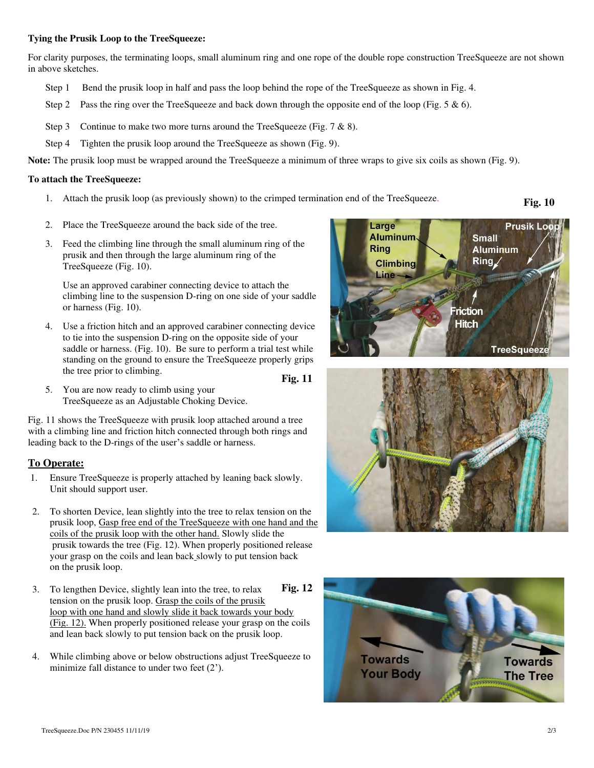**Tying the Prusik Loop to the TreeSqueeze:**

For clarity purposes, the terminating loops, small aluminum ring and one rope of the double rope construction TreeSqueeze are not shown in above sketches.

Step 1 Bend the prusik loop in half and pass the loop behind the rope of the TreeSqueeze as shown in Fig. 4.

Step 2 Pass the ring over the TreeSqueeze and back down through the opposite end of the loop (Fig. 5 & 6).

Step 3 Continue to make two more turns around the TreeSqueeze (Fig. 7 & 8).

Step 4 Tighten the prusik loop around the TreeSqueeze as shown (Fig. 9).

**Note:** The prusik loop must be wrapped around the TreeSqueeze a minimum of three wraps to give six coils as shown (Fig. 9).

**To attach the TreeSqueeze:**

1. Attach the prusik loop (as previously shown) to the crimped termination end of the TreeSqueeze.
2. Place the TreeSqueeze around the back side of the tree.
3. Feed the climbing line through the small aluminum ring of the prusik and then through the large aluminum ring of the TreeSqueeze (Fig. 10).

   Use an approved carabiner connecting device to attach the climbing line to the suspension D-ring on one side of your saddle or harness (Fig. 10).

4. Use a friction hitch and an approved carabiner connecting device to tie into the suspension D-ring on the opposite side of your saddle or harness. (Fig. 10). Be sure to perform a trial test while standing on the ground to ensure the TreeSqueeze properly grips the tree prior to climbing.
5. You are now ready to climb using your TreeSqueeze as an Adjustable Choking Device.

**Fig. 10**

**Fig. 11**

Fig. 11 shows the TreeSqueeze with prusik loop attached around a tree with a climbing line and friction hitch connected through both rings and leading back to the D-rings of the user's saddle or harness.

## To Operate:

1. Ensure TreeSqueeze is properly attached by leaning back slowly. Unit should support user.
2. To shorten Device, lean slightly into the tree to relax tension on the prusik loop, Gasp free end of the TreeSqueeze with one hand and the coils of the prusik loop with the other hand. Slowly slide the prusik towards the tree (Fig. 12). When properly positioned release your grasp on the coils and lean back slowly to put tension back on the prusik loop.
3. To lengthen Device, slightly lean into the tree, to relax tension on the prusik loop. Grasp the coils of the prusik loop with one hand and slowly slide it back towards your body (Fig. 12). When properly positioned release your grasp on the coils and lean back slowly to put tension back on the prusik loop.
4. While climbing above or below obstructions adjust TreeSqueeze to minimize fall distance to under two feet (2').

**Fig. 12**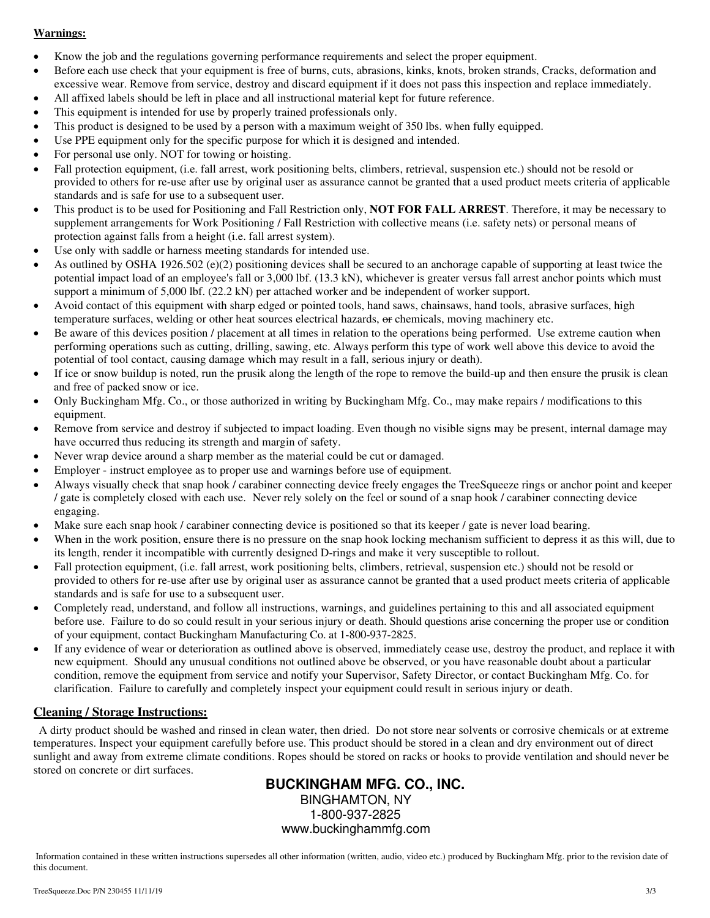## Warnings:

- Know the job and the regulations governing performance requirements and select the proper equipment.
- Before each use check that your equipment is free of burns, cuts, abrasions, kinks, knots, broken strands, Cracks, deformation and excessive wear. Remove from service, destroy and discard equipment if it does not pass this inspection and replace immediately.
- All affixed labels should be left in place and all instructional material kept for future reference.
- This equipment is intended for use by properly trained professionals only.
- This product is designed to be used by a person with a maximum weight of 350 lbs. when fully equipped.
- Use PPE equipment only for the specific purpose for which it is designed and intended.
- For personal use only. NOT for towing or hoisting.
- Fall protection equipment, (i.e. fall arrest, work positioning belts, climbers, retrieval, suspension etc.) should not be resold or provided to others for re-use after use by original user as assurance cannot be granted that a used product meets criteria of applicable standards and is safe for use to a subsequent user.
- This product is to be used for Positioning and Fall Restriction only, **NOT FOR FALL ARREST**. Therefore, it may be necessary to supplement arrangements for Work Positioning / Fall Restriction with collective means (i.e. safety nets) or personal means of protection against falls from a height (i.e. fall arrest system).
- Use only with saddle or harness meeting standards for intended use.
- As outlined by OSHA 1926.502 (e)(2) positioning devices shall be secured to an anchorage capable of supporting at least twice the potential impact load of an employee's fall or 3,000 lbf. (13.3 kN), whichever is greater versus fall arrest anchor points which must support a minimum of 5,000 lbf. (22.2 kN) per attached worker and be independent of worker support.
- Avoid contact of this equipment with sharp edged or pointed tools, hand saws, chainsaws, hand tools, abrasive surfaces, high temperature surfaces, welding or other heat sources electrical hazards, ~~or~~ chemicals, moving machinery etc.
- Be aware of this devices position / placement at all times in relation to the operations being performed. Use extreme caution when performing operations such as cutting, drilling, sawing, etc. Always perform this type of work well above this device to avoid the potential of tool contact, causing damage which may result in a fall, serious injury or death).
- If ice or snow buildup is noted, run the prusik along the length of the rope to remove the build-up and then ensure the prusik is clean and free of packed snow or ice.
- Only Buckingham Mfg. Co., or those authorized in writing by Buckingham Mfg. Co., may make repairs / modifications to this equipment.
- Remove from service and destroy if subjected to impact loading. Even though no visible signs may be present, internal damage may have occurred thus reducing its strength and margin of safety.
- Never wrap device around a sharp member as the material could be cut or damaged.
- Employer - instruct employee as to proper use and warnings before use of equipment.
- Always visually check that snap hook / carabiner connecting device freely engages the TreeSqueeze rings or anchor point and keeper / gate is completely closed with each use. Never rely solely on the feel or sound of a snap hook / carabiner connecting device engaging.
- Make sure each snap hook / carabiner connecting device is positioned so that its keeper / gate is never load bearing.
- When in the work position, ensure there is no pressure on the snap hook locking mechanism sufficient to depress it as this will, due to its length, render it incompatible with currently designed D-rings and make it very susceptible to rollout.
- Fall protection equipment, (i.e. fall arrest, work positioning belts, climbers, retrieval, suspension etc.) should not be resold or provided to others for re-use after use by original user as assurance cannot be granted that a used product meets criteria of applicable standards and is safe for use to a subsequent user.
- Completely read, understand, and follow all instructions, warnings, and guidelines pertaining to this and all associated equipment before use. Failure to do so could result in your serious injury or death. Should questions arise concerning the proper use or condition of your equipment, contact Buckingham Manufacturing Co. at 1-800-937-2825.
- If any evidence of wear or deterioration as outlined above is observed, immediately cease use, destroy the product, and replace it with new equipment. Should any unusual conditions not outlined above be observed, or you have reasonable doubt about a particular condition, remove the equipment from service and notify your Supervisor, Safety Director, or contact Buckingham Mfg. Co. for clarification. Failure to carefully and completely inspect your equipment could result in serious injury or death.

## Cleaning / Storage Instructions:

A dirty product should be washed and rinsed in clean water, then dried. Do not store near solvents or corrosive chemicals or at extreme temperatures. Inspect your equipment carefully before use. This product should be stored in a clean and dry environment out of direct sunlight and away from extreme climate conditions. Ropes should be stored on racks or hooks to provide ventilation and should never be stored on concrete or dirt surfaces.

**BUCKINGHAM MFG. CO., INC.**
BINGHAMTON, NY
1-800-937-2825
www.buckinghammfg.com

Information contained in these written instructions supersedes all other information (written, audio, video etc.) produced by Buckingham Mfg. prior to the revision date of this document.

TreeSqueeze.Doc P/N 230455 11/11/19